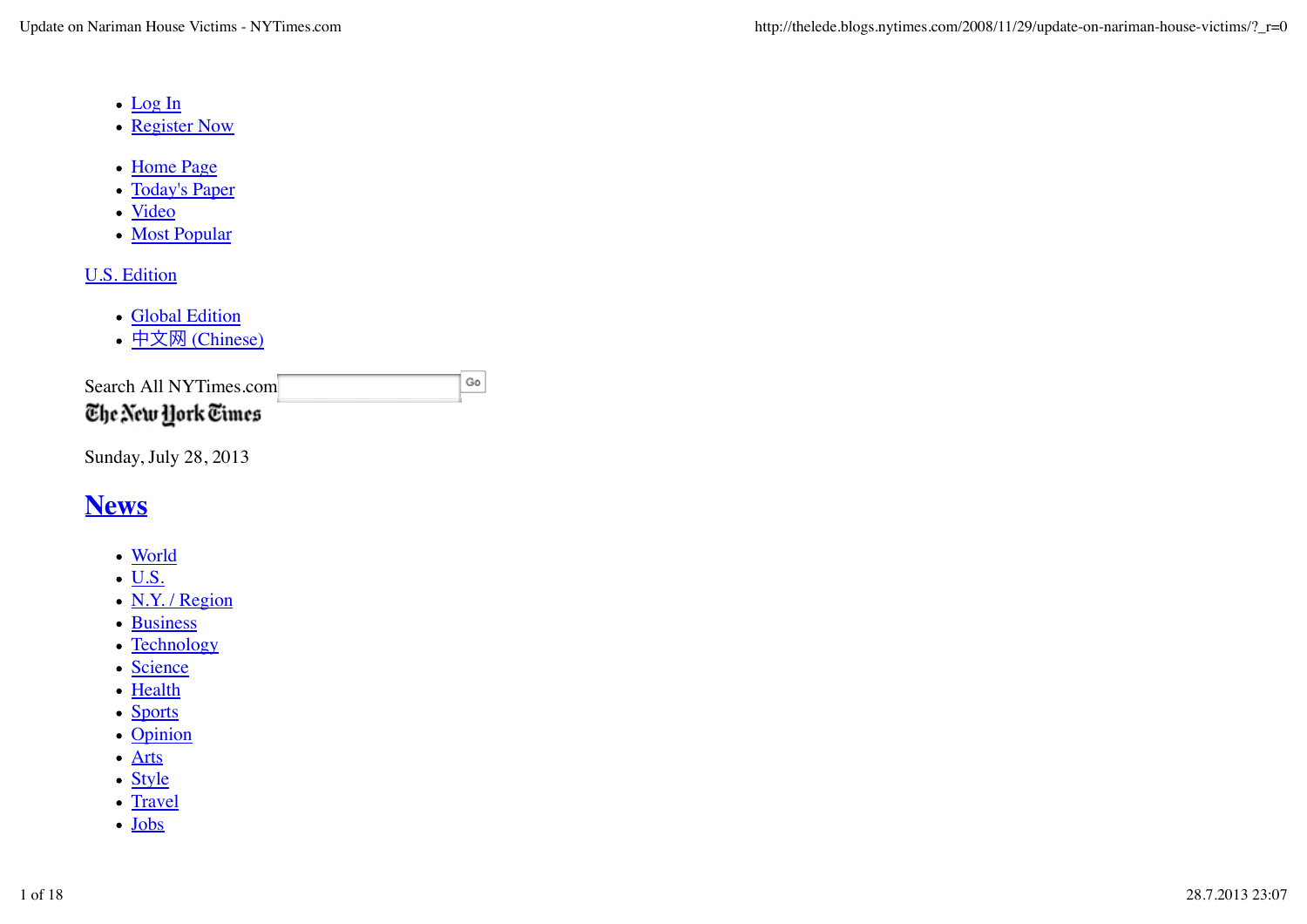- Log In
- Register Now

- Home Page
- Today's Paper
- Video
- Most Popular

U.S. Edition

- Global Edition
- 中文网 (Chinese)

Search All NYTimes.com Go

The New York Times

Sunday, July 28, 2013

# News

- World
- U.S.
- N.Y. / Region
- Business
- Technology
- Science
- Health
- Sports
- Opinion
- Arts
- Style
- Travel
- Jobs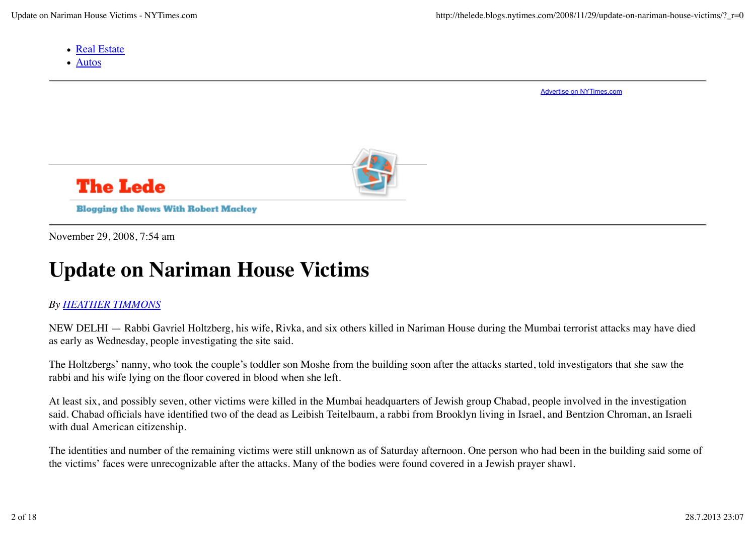- Real Estate
- Autos

Advertise on NYTimes.com

The Lede

Blogging the News With Robert Mackey

November 29, 2008, 7:54 am

# Update on Nariman House Victims

*By HEATHER TIMMONS*

NEW DELHI — Rabbi Gavriel Holtzberg, his wife, Rivka, and six others killed in Nariman House during the Mumbai terrorist attacks may have died as early as Wednesday, people investigating the site said.

The Holtzbergs' nanny, who took the couple's toddler son Moshe from the building soon after the attacks started, told investigators that she saw the rabbi and his wife lying on the floor covered in blood when she left.

At least six, and possibly seven, other victims were killed in the Mumbai headquarters of Jewish group Chabad, people involved in the investigation said. Chabad officials have identified two of the dead as Leibish Teitelbaum, a rabbi from Brooklyn living in Israel, and Bentzion Chroman, an Israeli with dual American citizenship.

The identities and number of the remaining victims were still unknown as of Saturday afternoon. One person who had been in the building said some of the victims' faces were unrecognizable after the attacks. Many of the bodies were found covered in a Jewish prayer shawl.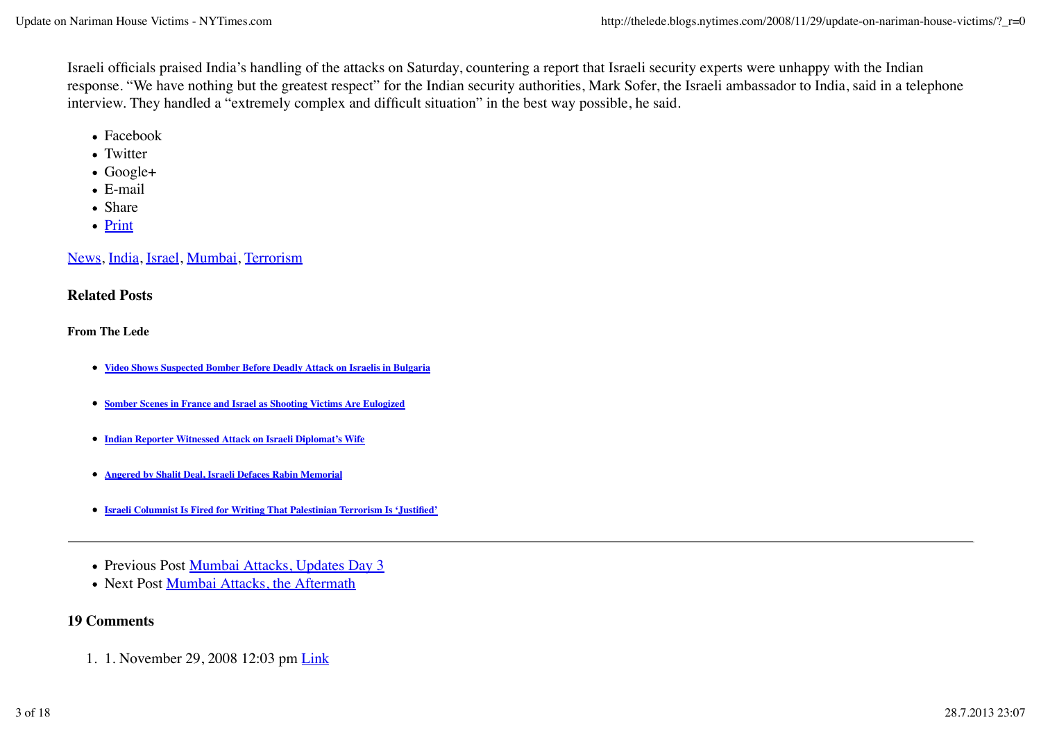Israeli officials praised India's handling of the attacks on Saturday, countering a report that Israeli security experts were unhappy with the Indian response. "We have nothing but the greatest respect" for the Indian security authorities, Mark Sofer, the Israeli ambassador to India, said in a telephone interview. They handled a "extremely complex and difficult situation" in the best way possible, he said.

- Facebook
- Twitter
- Google+
- E-mail
- Share
- Print

News, India, Israel, Mumbai, Terrorism

### Related Posts

#### From The Lede

- **Video Shows Suspected Bomber Before Deadly Attack on Israelis in Bulgaria**
- **Somber Scenes in France and Israel as Shooting Victims Are Eulogized**
- **Indian Reporter Witnessed Attack on Israeli Diplomat's Wife**
- **Angered by Shalit Deal, Israeli Defaces Rabin Memorial**
- **Israeli Columnist Is Fired for Writing That Palestinian Terrorism Is 'Justified'**

---

- Previous Post Mumbai Attacks, Updates Day 3
- Next Post Mumbai Attacks, the Aftermath

### 19 Comments

1. 1. November 29, 2008 12:03 pm Link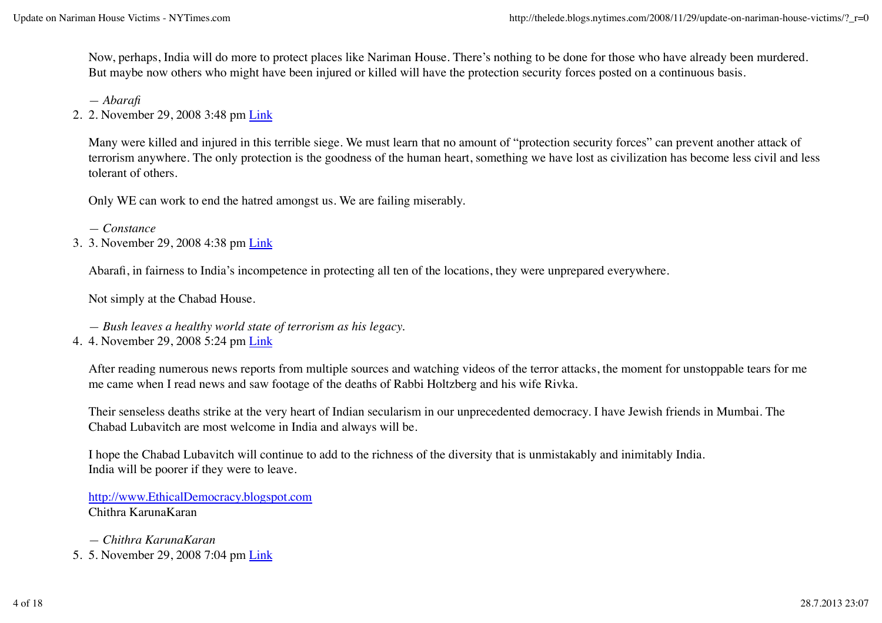Now, perhaps, India will do more to protect places like Nariman House. There's nothing to be done for those who have already been murdered. But maybe now others who might have been injured or killed will have the protection security forces posted on a continuous basis.

— *Abarafi*

2. 2. November 29, 2008 3:48 pm [Link]()

   Many were killed and injured in this terrible siege. We must learn that no amount of "protection security forces" can prevent another attack of terrorism anywhere. The only protection is the goodness of the human heart, something we have lost as civilization has become less civil and less tolerant of others.

   Only WE can work to end the hatred amongst us. We are failing miserably.

   — *Constance*

3. 3. November 29, 2008 4:38 pm [Link]()

   Abarafi, in fairness to India's incompetence in protecting all ten of the locations, they were unprepared everywhere.

   Not simply at the Chabad House.

   — *Bush leaves a healthy world state of terrorism as his legacy.*

4. 4. November 29, 2008 5:24 pm [Link]()

   After reading numerous news reports from multiple sources and watching videos of the terror attacks, the moment for unstoppable tears for me me came when I read news and saw footage of the deaths of Rabbi Holtzberg and his wife Rivka.

   Their senseless deaths strike at the very heart of Indian secularism in our unprecedented democracy. I have Jewish friends in Mumbai. The Chabad Lubavitch are most welcome in India and always will be.

   I hope the Chabad Lubavitch will continue to add to the richness of the diversity that is unmistakably and inimitably India.
   India will be poorer if they were to leave.

   [http://www.EthicalDemocracy.blogspot.com](http://www.EthicalDemocracy.blogspot.com)
   Chithra KarunaKaran

   — *Chithra KarunaKaran*

5. 5. November 29, 2008 7:04 pm [Link]()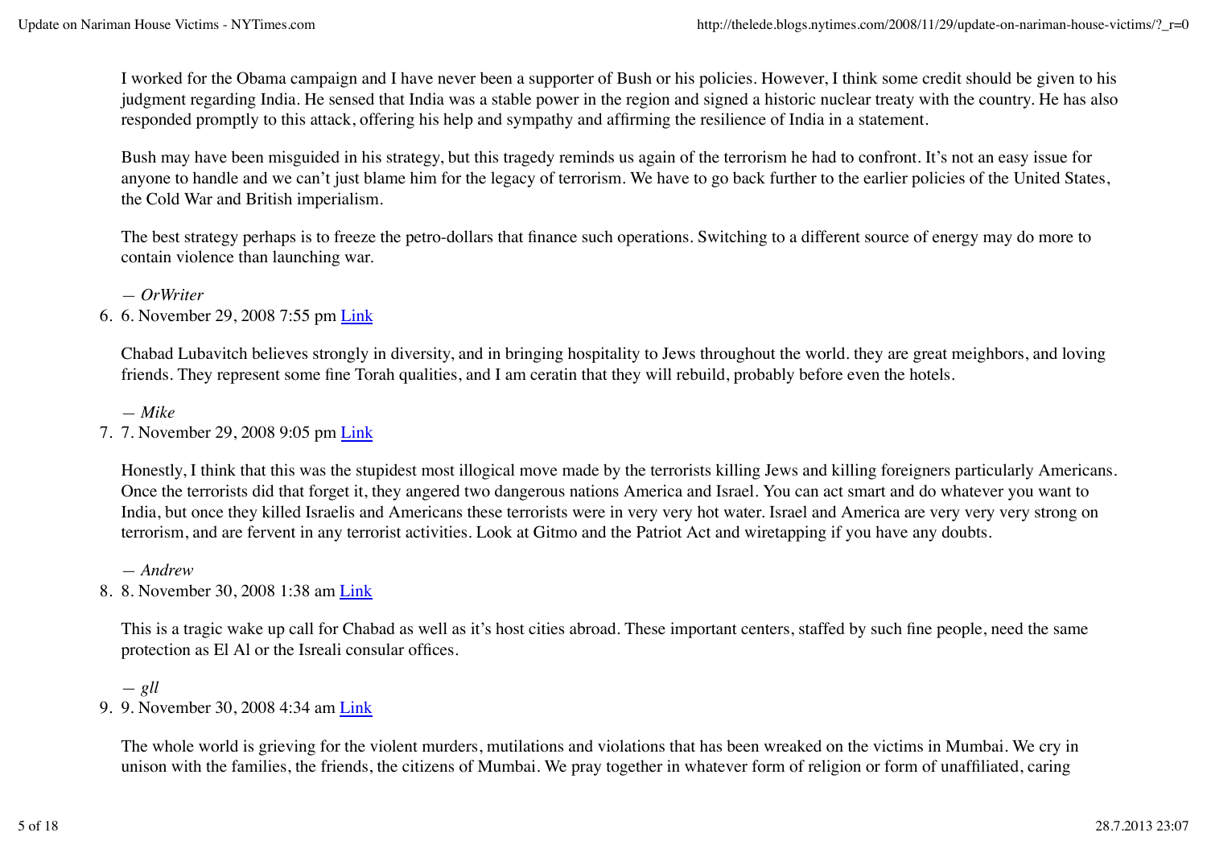I worked for the Obama campaign and I have never been a supporter of Bush or his policies. However, I think some credit should be given to his judgment regarding India. He sensed that India was a stable power in the region and signed a historic nuclear treaty with the country. He has also responded promptly to this attack, offering his help and sympathy and affirming the resilience of India in a statement.

Bush may have been misguided in his strategy, but this tragedy reminds us again of the terrorism he had to confront. It's not an easy issue for anyone to handle and we can't just blame him for the legacy of terrorism. We have to go back further to the earlier policies of the United States, the Cold War and British imperialism.

The best strategy perhaps is to freeze the petro-dollars that finance such operations. Switching to a different source of energy may do more to contain violence than launching war.

— *OrWriter*

6. 6. November 29, 2008 7:55 pm [Link]

   Chabad Lubavitch believes strongly in diversity, and in bringing hospitality to Jews throughout the world. they are great meighbors, and loving friends. They represent some fine Torah qualities, and I am ceratin that they will rebuild, probably before even the hotels.

   — *Mike*

7. 7. November 29, 2008 9:05 pm [Link]

   Honestly, I think that this was the stupidest most illogical move made by the terrorists killing Jews and killing foreigners particularly Americans. Once the terrorists did that forget it, they angered two dangerous nations America and Israel. You can act smart and do whatever you want to India, but once they killed Israelis and Americans these terrorists were in very very hot water. Israel and America are very very very strong on terrorism, and are fervent in any terrorist activities. Look at Gitmo and the Patriot Act and wiretapping if you have any doubts.

   — *Andrew*

8. 8. November 30, 2008 1:38 am [Link]

   This is a tragic wake up call for Chabad as well as it's host cities abroad. These important centers, staffed by such fine people, need the same protection as El Al or the Isreali consular offices.

   — *gll*

9. 9. November 30, 2008 4:34 am [Link]

   The whole world is grieving for the violent murders, mutilations and violations that has been wreaked on the victims in Mumbai. We cry in unison with the families, the friends, the citizens of Mumbai. We pray together in whatever form of religion or form of unaffiliated, caring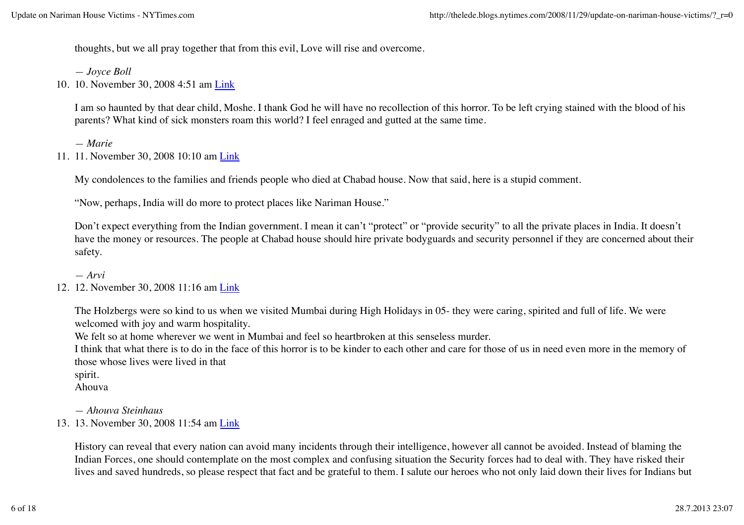thoughts, but we all pray together that from this evil, Love will rise and overcome.

*— Joyce Boll*

10. 10. November 30, 2008 4:51 am Link

    I am so haunted by that dear child, Moshe. I thank God he will have no recollection of this horror. To be left crying stained with the blood of his parents? What kind of sick monsters roam this world? I feel enraged and gutted at the same time.

    *— Marie*

11. 11. November 30, 2008 10:10 am Link

    My condolences to the families and friends people who died at Chabad house. Now that said, here is a stupid comment.

    "Now, perhaps, India will do more to protect places like Nariman House."

    Don't expect everything from the Indian government. I mean it can't "protect" or "provide security" to all the private places in India. It doesn't have the money or resources. The people at Chabad house should hire private bodyguards and security personnel if they are concerned about their safety.

    *— Arvi*

12. 12. November 30, 2008 11:16 am Link

    The Holzbergs were so kind to us when we visited Mumbai during High Holidays in 05- they were caring, spirited and full of life. We were welcomed with joy and warm hospitality.
    We felt so at home wherever we went in Mumbai and feel so heartbroken at this senseless murder.
    I think that what there is to do in the face of this horror is to be kinder to each other and care for those of us in need even more in the memory of those whose lives were lived in that
    spirit.
    Ahouva

    *— Ahouva Steinhaus*

13. 13. November 30, 2008 11:54 am Link

    History can reveal that every nation can avoid many incidents through their intelligence, however all cannot be avoided. Instead of blaming the Indian Forces, one should contemplate on the most complex and confusing situation the Security forces had to deal with. They have risked their lives and saved hundreds, so please respect that fact and be grateful to them. I salute our heroes who not only laid down their lives for Indians but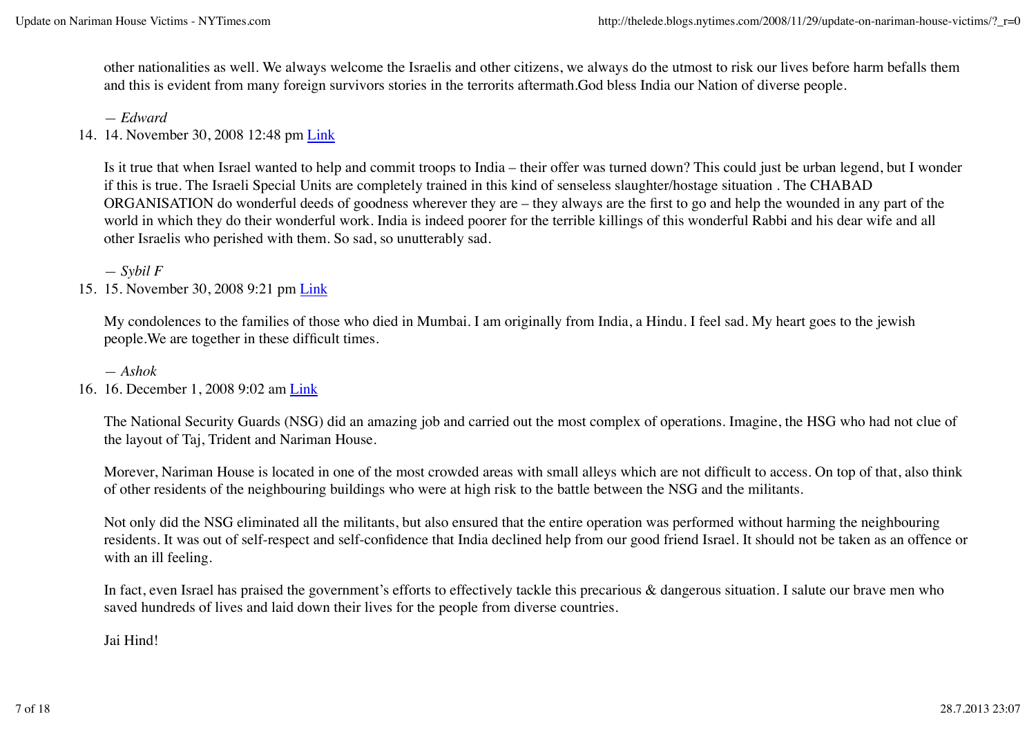other nationalities as well. We always welcome the Israelis and other citizens, we always do the utmost to risk our lives before harm befalls them and this is evident from many foreign survivors stories in the terrorits aftermath.God bless India our Nation of diverse people.

— *Edward*

14. November 30, 2008 12:48 pm Link

Is it true that when Israel wanted to help and commit troops to India – their offer was turned down? This could just be urban legend, but I wonder if this is true. The Israeli Special Units are completely trained in this kind of senseless slaughter/hostage situation . The CHABAD ORGANISATION do wonderful deeds of goodness wherever they are – they always are the first to go and help the wounded in any part of the world in which they do their wonderful work. India is indeed poorer for the terrible killings of this wonderful Rabbi and his dear wife and all other Israelis who perished with them. So sad, so unutterably sad.

— *Sybil F*

15. November 30, 2008 9:21 pm Link

My condolences to the families of those who died in Mumbai. I am originally from India, a Hindu. I feel sad. My heart goes to the jewish people.We are together in these difficult times.

— *Ashok*

16. December 1, 2008 9:02 am Link

The National Security Guards (NSG) did an amazing job and carried out the most complex of operations. Imagine, the HSG who had not clue of the layout of Taj, Trident and Nariman House.

Morever, Nariman House is located in one of the most crowded areas with small alleys which are not difficult to access. On top of that, also think of other residents of the neighbouring buildings who were at high risk to the battle between the NSG and the militants.

Not only did the NSG eliminated all the militants, but also ensured that the entire operation was performed without harming the neighbouring residents. It was out of self-respect and self-confidence that India declined help from our good friend Israel. It should not be taken as an offence or with an ill feeling.

In fact, even Israel has praised the government's efforts to effectively tackle this precarious & dangerous situation. I salute our brave men who saved hundreds of lives and laid down their lives for the people from diverse countries.

Jai Hind!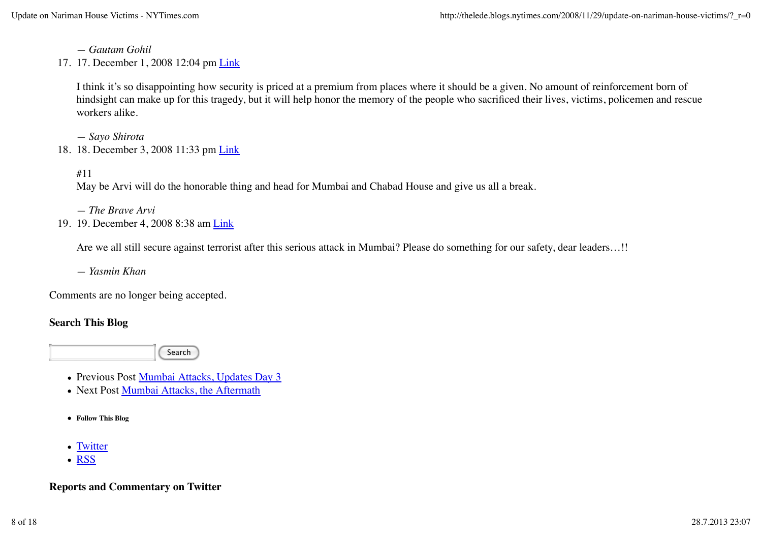— *Gautam Gohil*

17. 17. December 1, 2008 12:04 pm [Link]

    I think it's so disappointing how security is priced at a premium from places where it should be a given. No amount of reinforcement born of hindsight can make up for this tragedy, but it will help honor the memory of the people who sacrificed their lives, victims, policemen and rescue workers alike.

    — *Sayo Shirota*

18. 18. December 3, 2008 11:33 pm [Link]

    #11
    May be Arvi will do the honorable thing and head for Mumbai and Chabad House and give us all a break.

    — *The Brave Arvi*

19. 19. December 4, 2008 8:38 am [Link]

    Are we all still secure against terrorist after this serious attack in Mumbai? Please do something for our safety, dear leaders…!!

    — *Yasmin Khan*

Comments are no longer being accepted.

**Search This Blog**

Search

- Previous Post [Mumbai Attacks, Updates Day 3]
- Next Post [Mumbai Attacks, the Aftermath]

- **Follow This Blog**

- [Twitter]
- [RSS]

**Reports and Commentary on Twitter**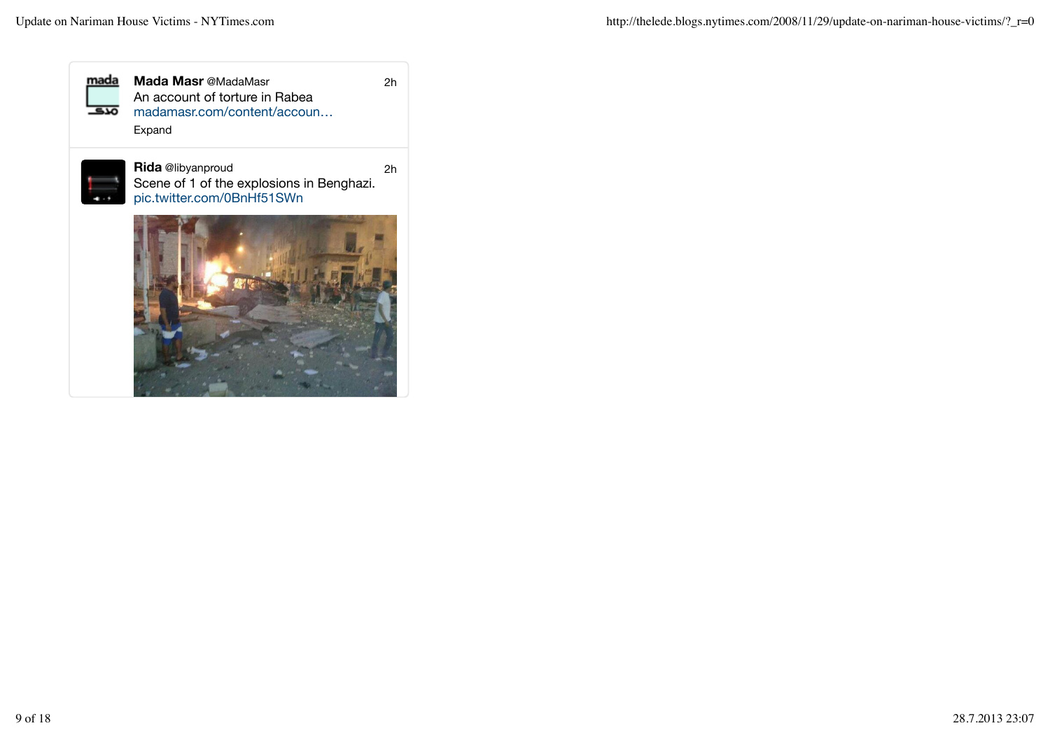**Mada Masr** @MadaMasr 2h

An account of torture in Rabea

madamasr.com/content/accoun…

Expand

**Rida** @libyanproud 2h

Scene of 1 of the explosions in Benghazi.

pic.twitter.com/0BnHf51SWn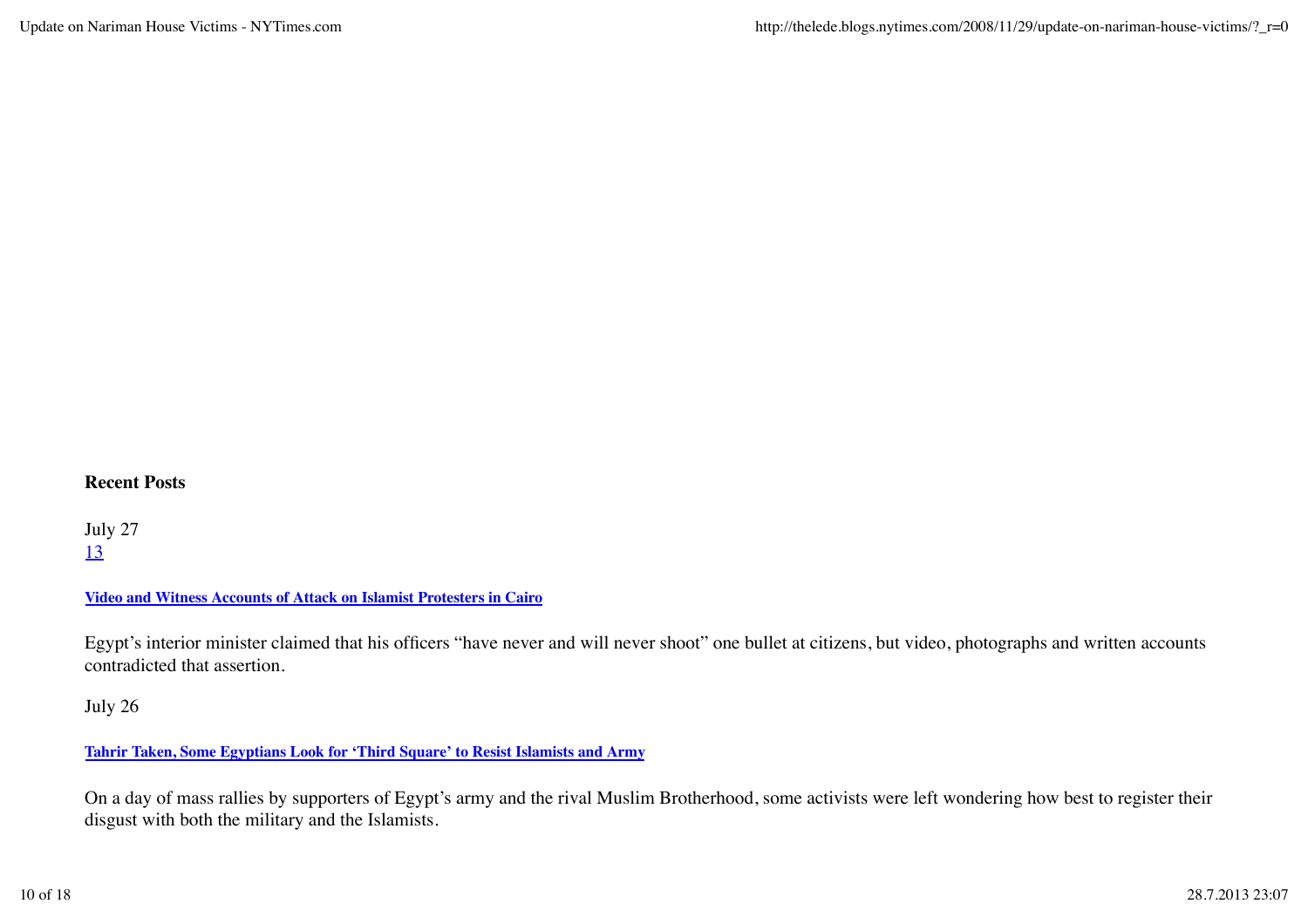## Recent Posts

July 27
13

**Video and Witness Accounts of Attack on Islamist Protesters in Cairo**

Egypt’s interior minister claimed that his officers “have never and will never shoot” one bullet at citizens, but video, photographs and written accounts contradicted that assertion.

July 26

**Tahrir Taken, Some Egyptians Look for ‘Third Square’ to Resist Islamists and Army**

On a day of mass rallies by supporters of Egypt’s army and the rival Muslim Brotherhood, some activists were left wondering how best to register their disgust with both the military and the Islamists.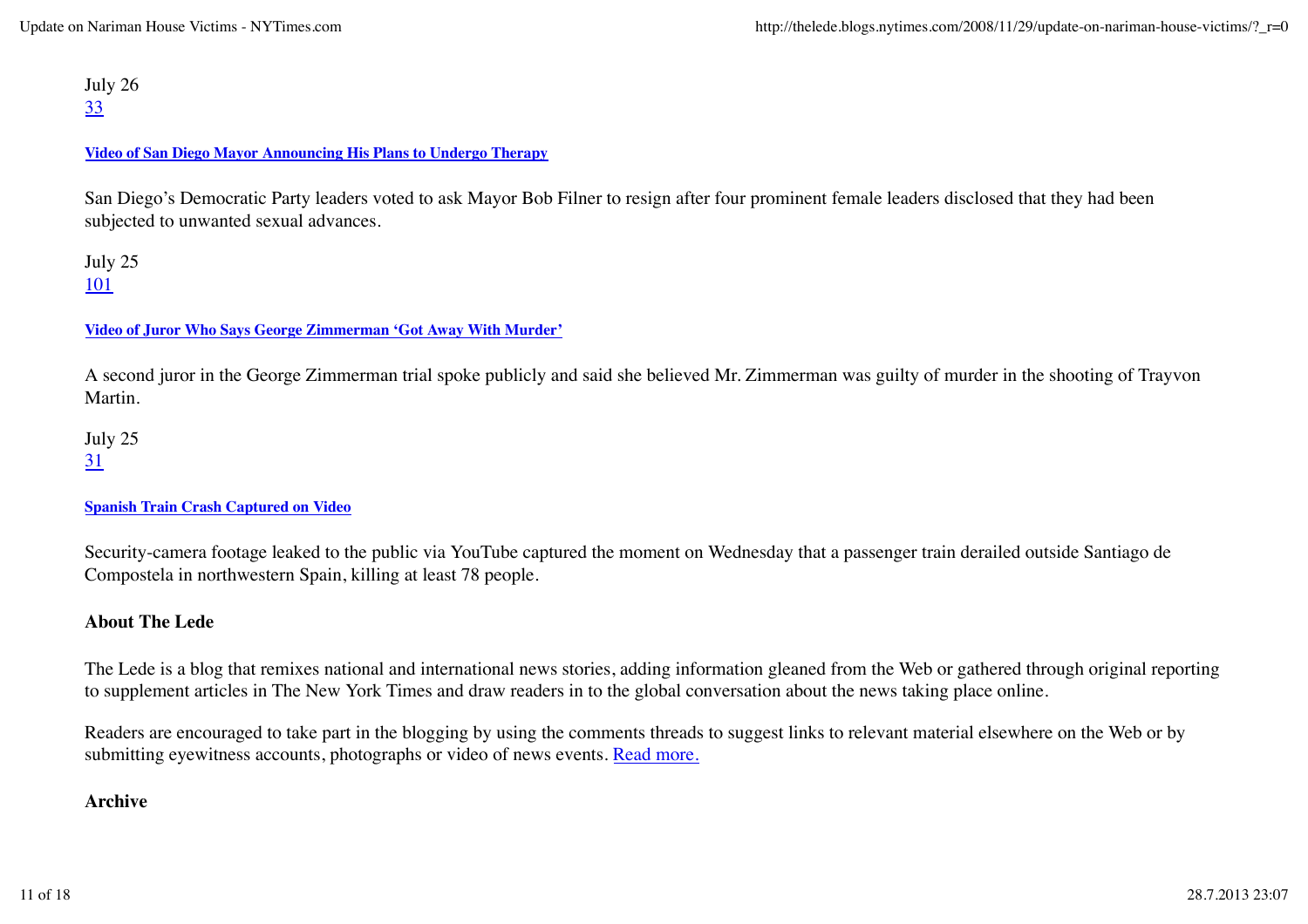July 26
[33](#)

**[Video of San Diego Mayor Announcing His Plans to Undergo Therapy](#)**

San Diego's Democratic Party leaders voted to ask Mayor Bob Filner to resign after four prominent female leaders disclosed that they had been subjected to unwanted sexual advances.

July 25
[101](#)

**[Video of Juror Who Says George Zimmerman 'Got Away With Murder'](#)**

A second juror in the George Zimmerman trial spoke publicly and said she believed Mr. Zimmerman was guilty of murder in the shooting of Trayvon Martin.

July 25
[31](#)

**[Spanish Train Crash Captured on Video](#)**

Security-camera footage leaked to the public via YouTube captured the moment on Wednesday that a passenger train derailed outside Santiago de Compostela in northwestern Spain, killing at least 78 people.

### About The Lede

The Lede is a blog that remixes national and international news stories, adding information gleaned from the Web or gathered through original reporting to supplement articles in The New York Times and draw readers in to the global conversation about the news taking place online.

Readers are encouraged to take part in the blogging by using the comments threads to suggest links to relevant material elsewhere on the Web or by submitting eyewitness accounts, photographs or video of news events. [Read more.](#)

### Archive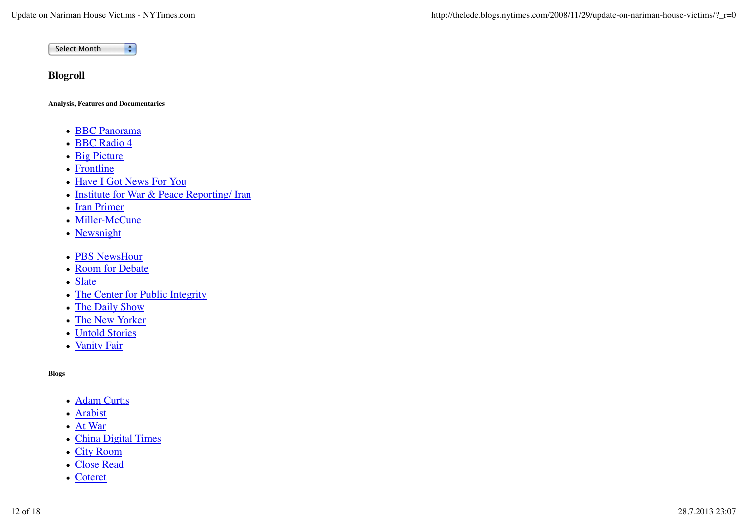Select Month

## Blogroll

##### Analysis, Features and Documentaries

- BBC Panorama
- BBC Radio 4
- Big Picture
- Frontline
- Have I Got News For You
- Institute for War & Peace Reporting/ Iran
- Iran Primer
- Miller-McCune
- Newsnight

- PBS NewsHour
- Room for Debate
- Slate
- The Center for Public Integrity
- The Daily Show
- The New Yorker
- Untold Stories
- Vanity Fair

##### Blogs

- Adam Curtis
- Arabist
- At War
- China Digital Times
- City Room
- Close Read
- Coteret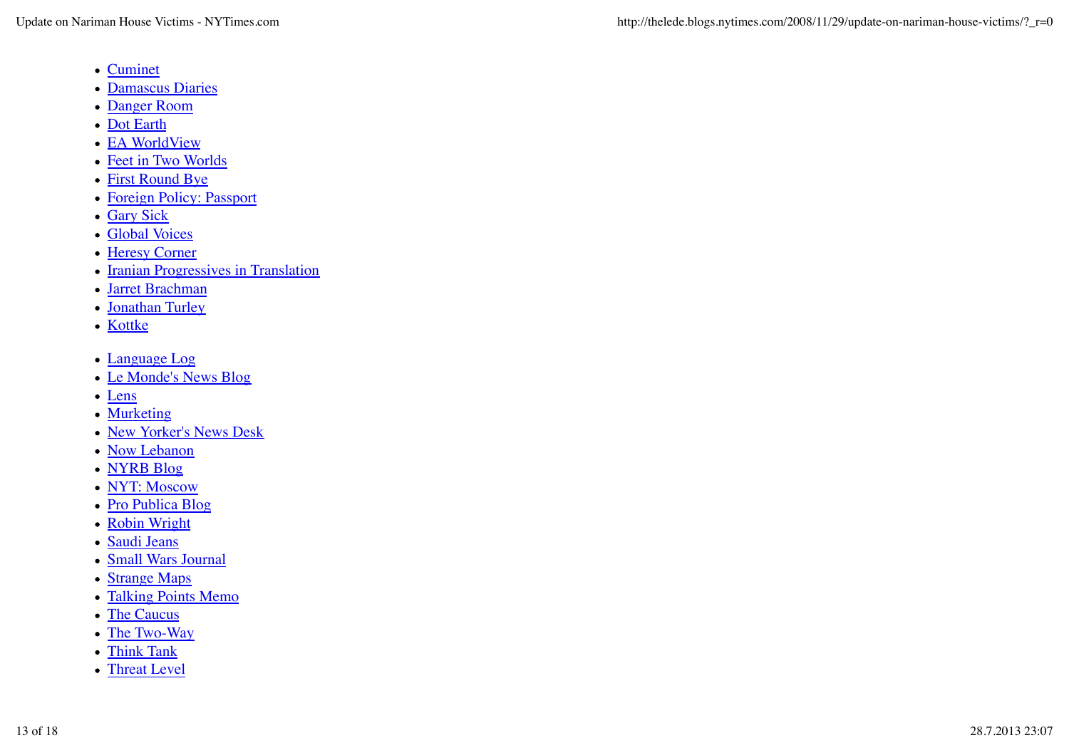- Cuminet
- Damascus Diaries
- Danger Room
- Dot Earth
- EA WorldView
- Feet in Two Worlds
- First Round Bye
- Foreign Policy: Passport
- Gary Sick
- Global Voices
- Heresy Corner
- Iranian Progressives in Translation
- Jarret Brachman
- Jonathan Turley
- Kottke

- Language Log
- Le Monde's News Blog
- Lens
- Murketing
- New Yorker's News Desk
- Now Lebanon
- NYRB Blog
- NYT: Moscow
- Pro Publica Blog
- Robin Wright
- Saudi Jeans
- Small Wars Journal
- Strange Maps
- Talking Points Memo
- The Caucus
- The Two-Way
- Think Tank
- Threat Level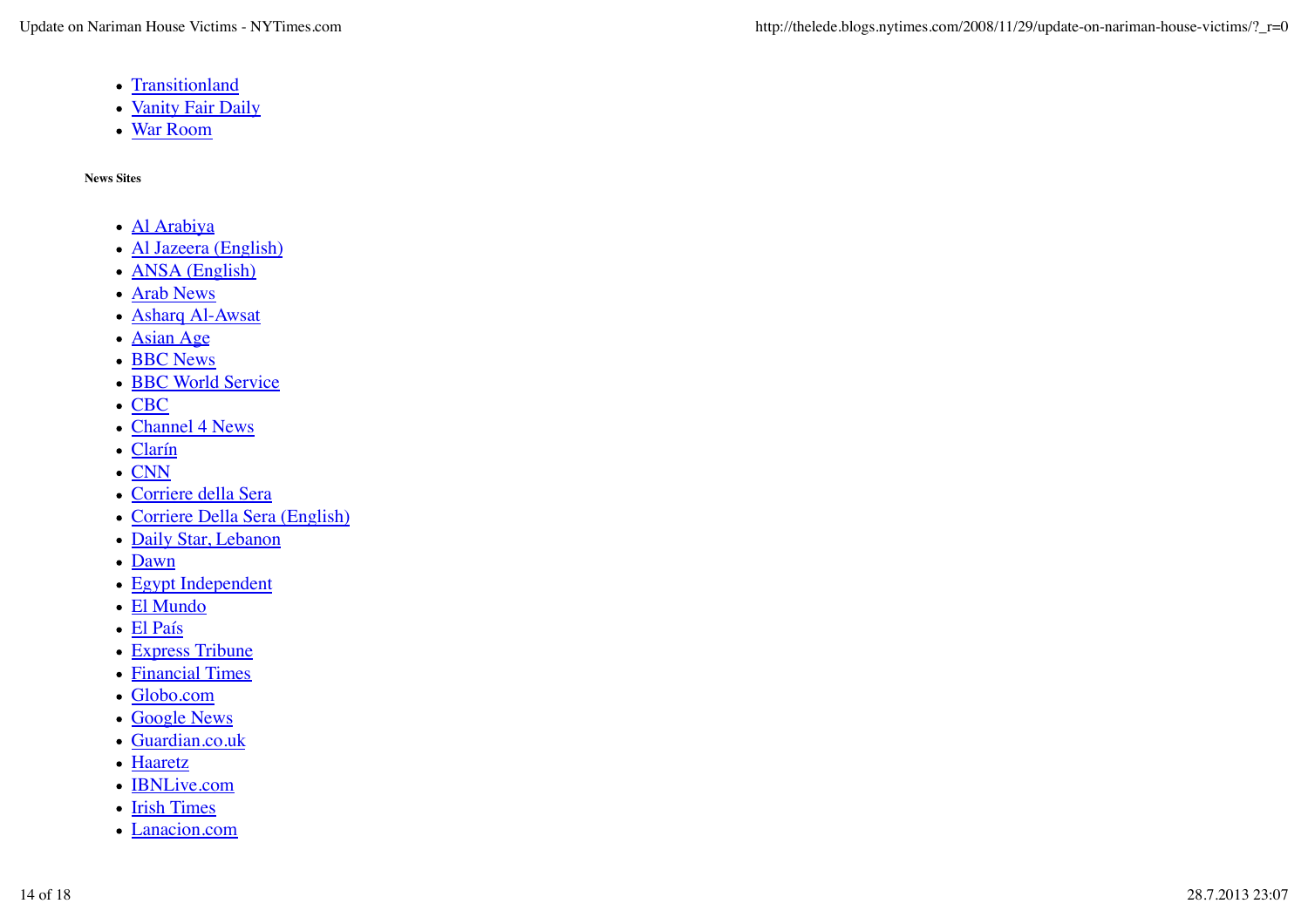- Transitionland
- Vanity Fair Daily
- War Room

**News Sites**

- Al Arabiya
- Al Jazeera (English)
- ANSA (English)
- Arab News
- Asharq Al-Awsat
- Asian Age
- BBC News
- BBC World Service
- CBC
- Channel 4 News
- Clarín
- CNN
- Corriere della Sera
- Corriere Della Sera (English)
- Daily Star, Lebanon
- Dawn
- Egypt Independent
- El Mundo
- El País
- Express Tribune
- Financial Times
- Globo.com
- Google News
- Guardian.co.uk
- Haaretz
- IBNLive.com
- Irish Times
- Lanacion.com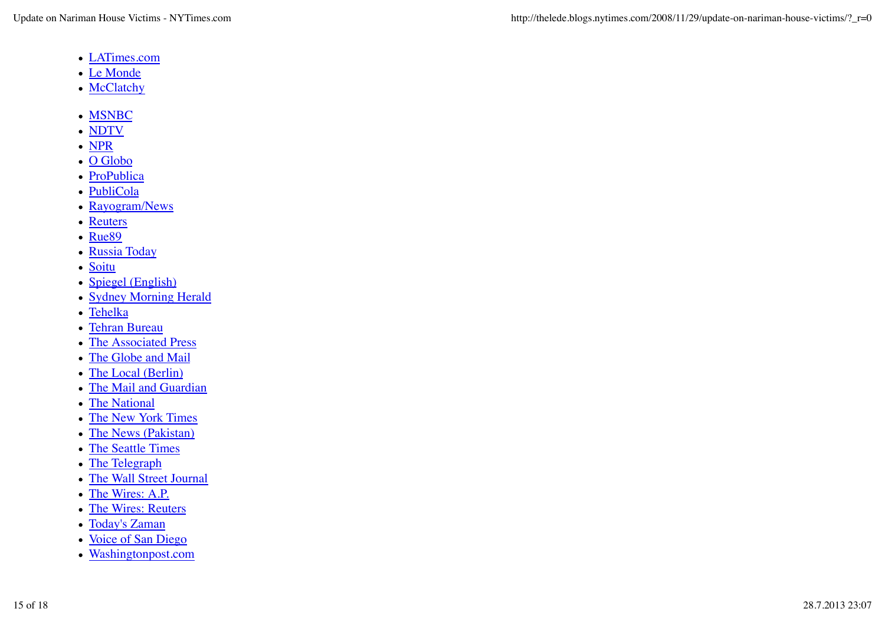- LATimes.com
- Le Monde
- McClatchy

- MSNBC
- NDTV
- NPR
- O Globo
- ProPublica
- PubliCola
- Rayogram/News
- Reuters
- Rue89
- Russia Today
- Soitu
- Spiegel (English)
- Sydney Morning Herald
- Tehelka
- Tehran Bureau
- The Associated Press
- The Globe and Mail
- The Local (Berlin)
- The Mail and Guardian
- The National
- The New York Times
- The News (Pakistan)
- The Seattle Times
- The Telegraph
- The Wall Street Journal
- The Wires: A.P.
- The Wires: Reuters
- Today's Zaman
- Voice of San Diego
- Washingtonpost.com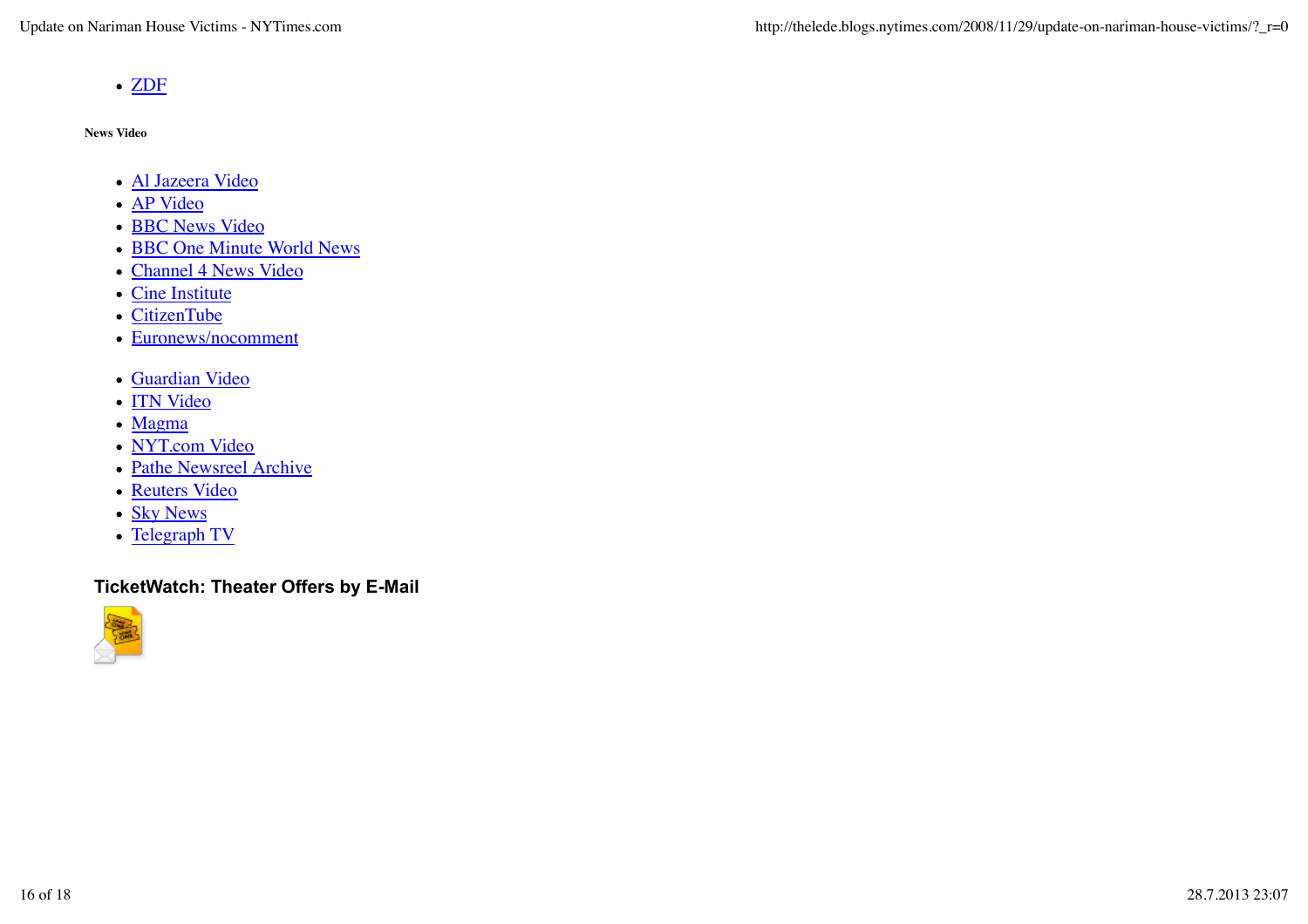- ZDF

**News Video**

- Al Jazeera Video
- AP Video
- BBC News Video
- BBC One Minute World News
- Channel 4 News Video
- Cine Institute
- CitizenTube
- Euronews/nocomment

- Guardian Video
- ITN Video
- Magma
- NYT.com Video
- Pathe Newsreel Archive
- Reuters Video
- Sky News
- Telegraph TV

### TicketWatch: Theater Offers by E-Mail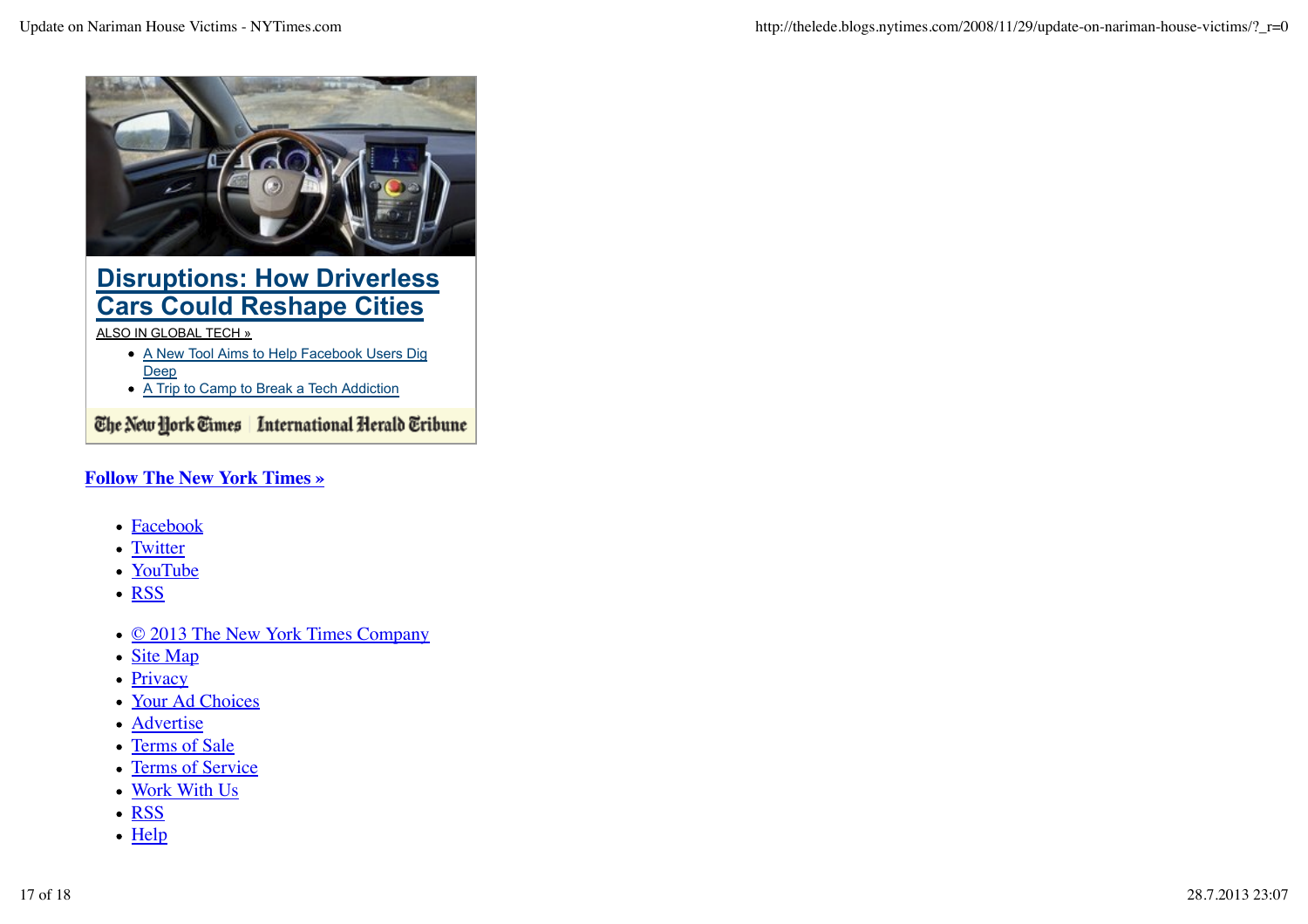## Disruptions: How Driverless Cars Could Reshape Cities

ALSO IN GLOBAL TECH »

- A New Tool Aims to Help Facebook Users Dig Deep
- A Trip to Camp to Break a Tech Addiction

The New York Times | International Herald Tribune

**Follow The New York Times »**

- Facebook
- Twitter
- YouTube
- RSS

- © 2013 The New York Times Company
- Site Map
- Privacy
- Your Ad Choices
- Advertise
- Terms of Sale
- Terms of Service
- Work With Us
- RSS
- Help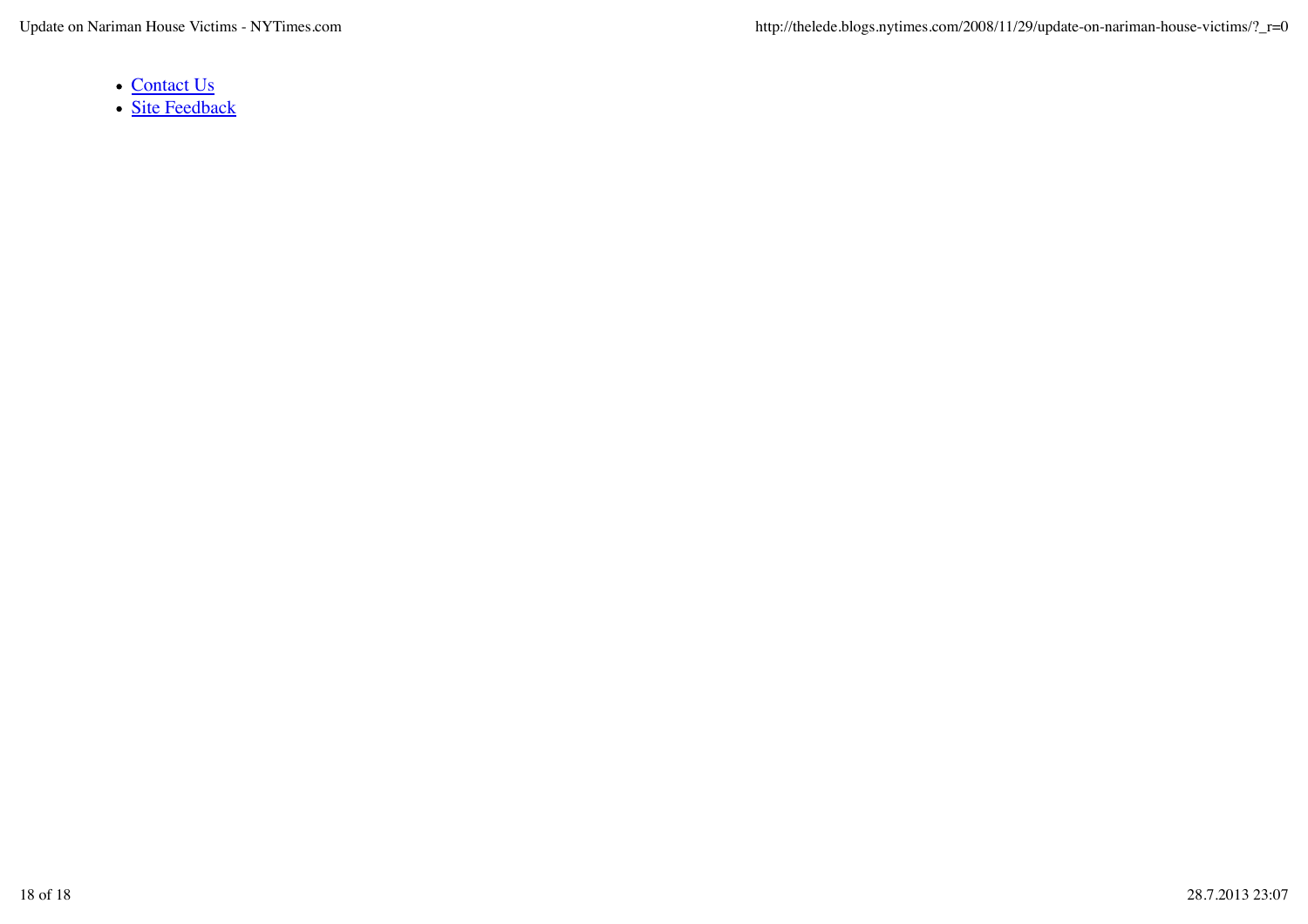- [Contact Us]
- [Site Feedback]